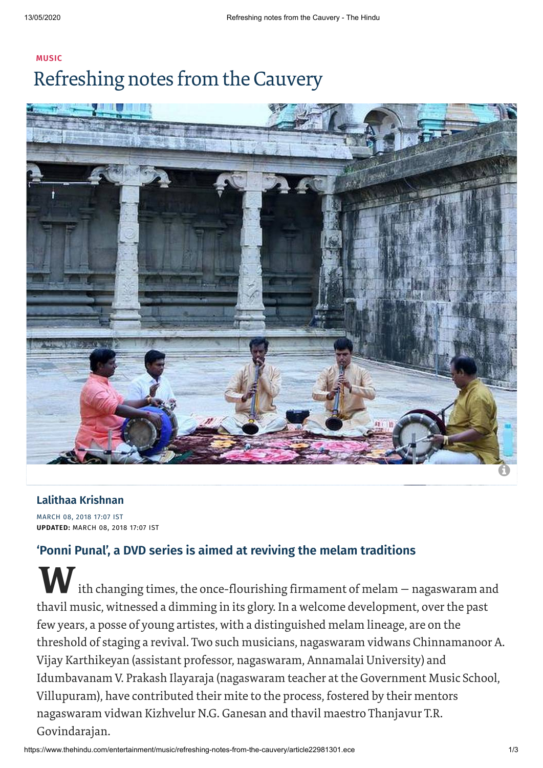MUSIC

# Refreshing notes from the Cauvery

**Lalithaa Krishnan**

MARCH 08, 2018 17:07 IST
**UPDATED:** MARCH 08, 2018 17:07 IST

## 'Ponni Punal', a DVD series is aimed at reviving the melam traditions

With changing times, the once-flourishing firmament of melam — nagaswaram and thavil music, witnessed a dimming in its glory. In a welcome development, over the past few years, a posse of young artistes, with a distinguished melam lineage, are on the threshold of staging a revival. Two such musicians, nagaswaram vidwans Chinnamanoor A. Vijay Karthikeyan (assistant professor, nagaswaram, Annamalai University) and Idumbavanam V. Prakash Ilayaraja (nagaswaram teacher at the Government Music School, Villupuram), have contributed their mite to the process, fostered by their mentors nagaswaram vidwan Kizhvelur N.G. Ganesan and thavil maestro Thanjavur T.R. Govindarajan.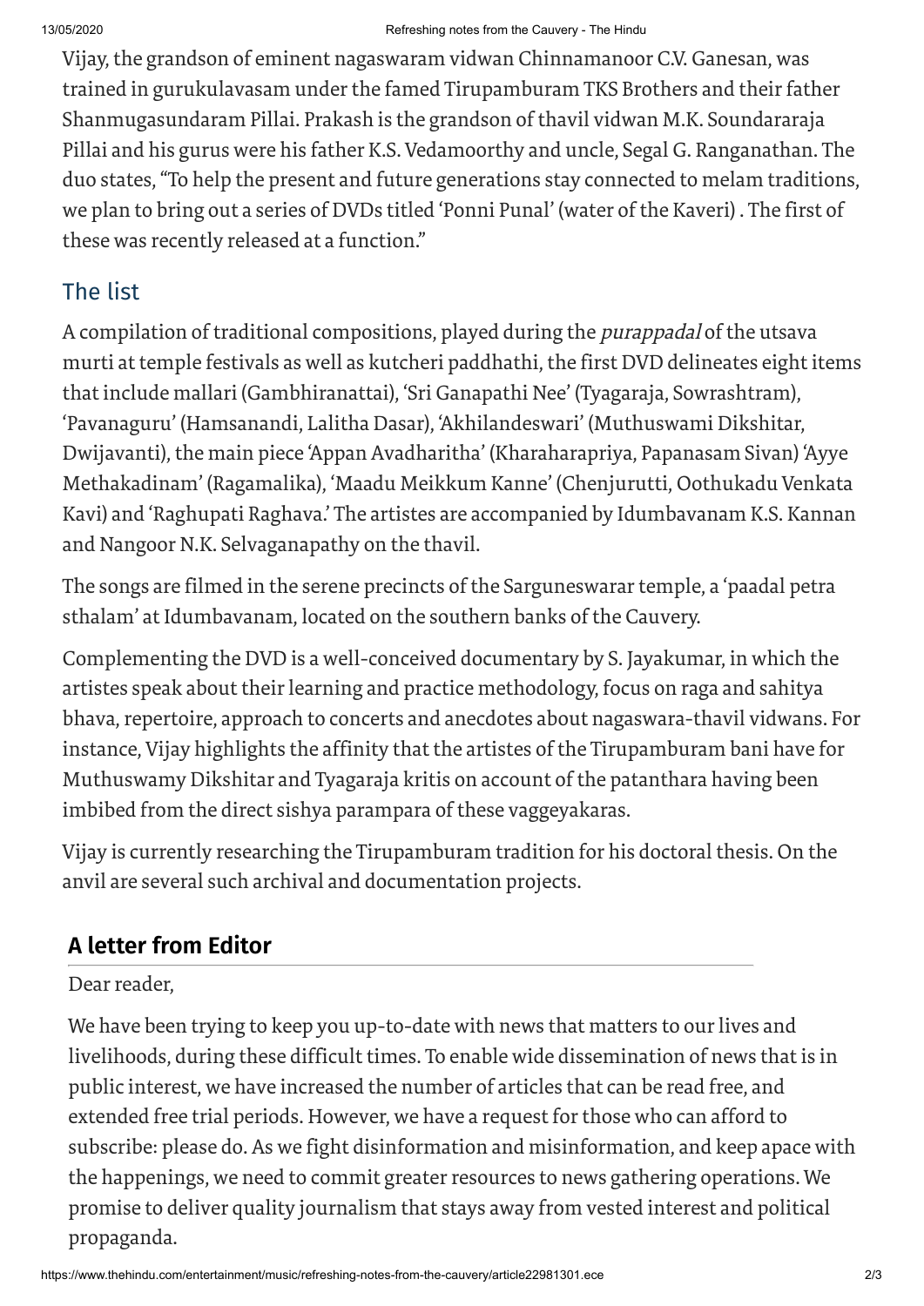Vijay, the grandson of eminent nagaswaram vidwan Chinnamanoor C.V. Ganesan, was trained in gurukulavasam under the famed Tirupamburam TKS Brothers and their father Shanmugasundaram Pillai. Prakash is the grandson of thavil vidwan M.K. Soundararaja Pillai and his gurus were his father K.S. Vedamoorthy and uncle, Segal G. Ranganathan. The duo states, "To help the present and future generations stay connected to melam traditions, we plan to bring out a series of DVDs titled 'Ponni Punal' (water of the Kaveri) . The first of these was recently released at a function."

## The list

A compilation of traditional compositions, played during the *purappadal* of the utsava murti at temple festivals as well as kutcheri paddhathi, the first DVD delineates eight items that include mallari (Gambhiranattai), 'Sri Ganapathi Nee' (Tyagaraja, Sowrashtram), 'Pavanaguru' (Hamsanandi, Lalitha Dasar), 'Akhilandeswari' (Muthuswami Dikshitar, Dwijavanti), the main piece 'Appan Avadharitha' (Kharaharapriya, Papanasam Sivan) 'Ayye Methakadinam' (Ragamalika), 'Maadu Meikkum Kanne' (Chenjurutti, Oothukadu Venkata Kavi) and 'Raghupati Raghava.' The artistes are accompanied by Idumbavanam K.S. Kannan and Nangoor N.K. Selvaganapathy on the thavil.

The songs are filmed in the serene precincts of the Sarguneswarar temple, a 'paadal petra sthalam' at Idumbavanam, located on the southern banks of the Cauvery.

Complementing the DVD is a well-conceived documentary by S. Jayakumar, in which the artistes speak about their learning and practice methodology, focus on raga and sahitya bhava, repertoire, approach to concerts and anecdotes about nagaswara-thavil vidwans. For instance, Vijay highlights the affinity that the artistes of the Tirupamburam bani have for Muthuswamy Dikshitar and Tyagaraja kritis on account of the patanthara having been imbibed from the direct sishya parampara of these vaggeyakaras.

Vijay is currently researching the Tirupamburam tradition for his doctoral thesis. On the anvil are several such archival and documentation projects.

## A letter from Editor

Dear reader,

We have been trying to keep you up-to-date with news that matters to our lives and livelihoods, during these difficult times. To enable wide dissemination of news that is in public interest, we have increased the number of articles that can be read free, and extended free trial periods. However, we have a request for those who can afford to subscribe: please do. As we fight disinformation and misinformation, and keep apace with the happenings, we need to commit greater resources to news gathering operations. We promise to deliver quality journalism that stays away from vested interest and political propaganda.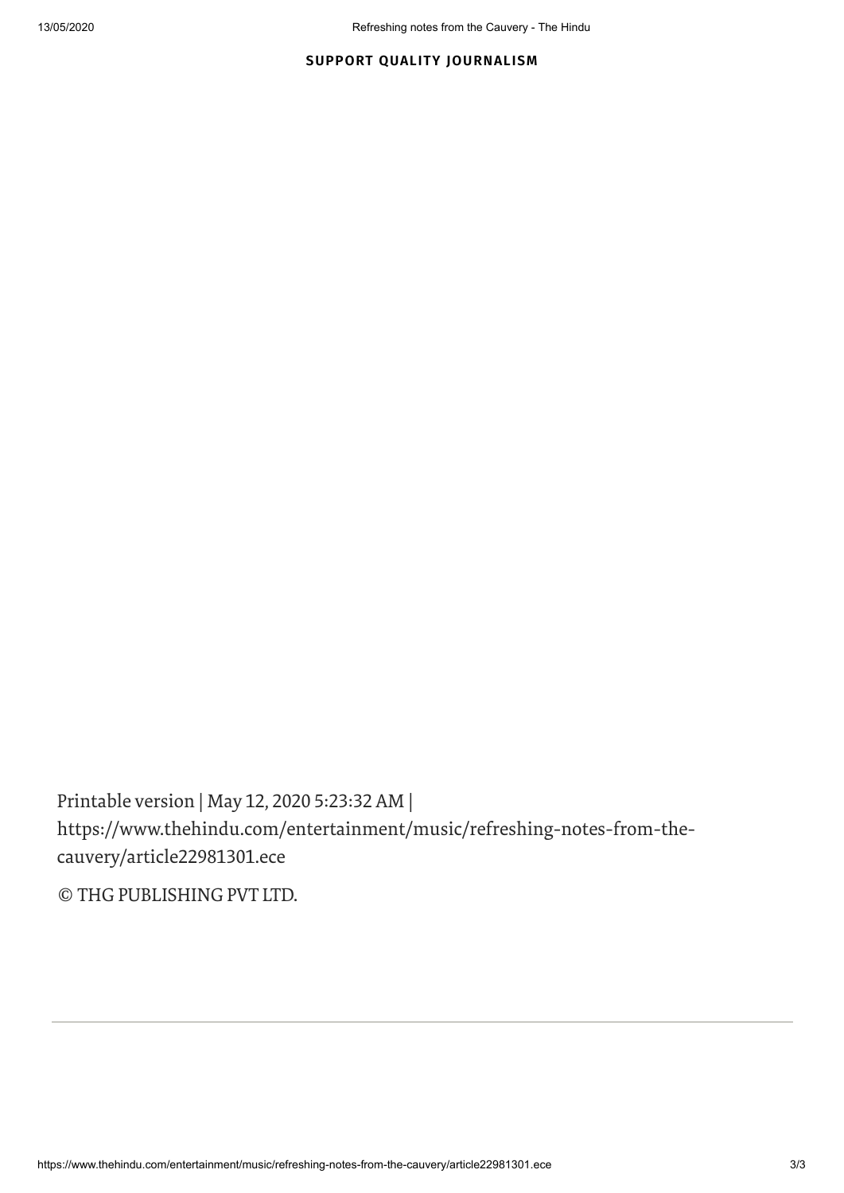**SUPPORT QUALITY JOURNALISM**

Printable version | May 12, 2020 5:23:32 AM | https://www.thehindu.com/entertainment/music/refreshing-notes-from-the-cauvery/article22981301.ece

© THG PUBLISHING PVT LTD.